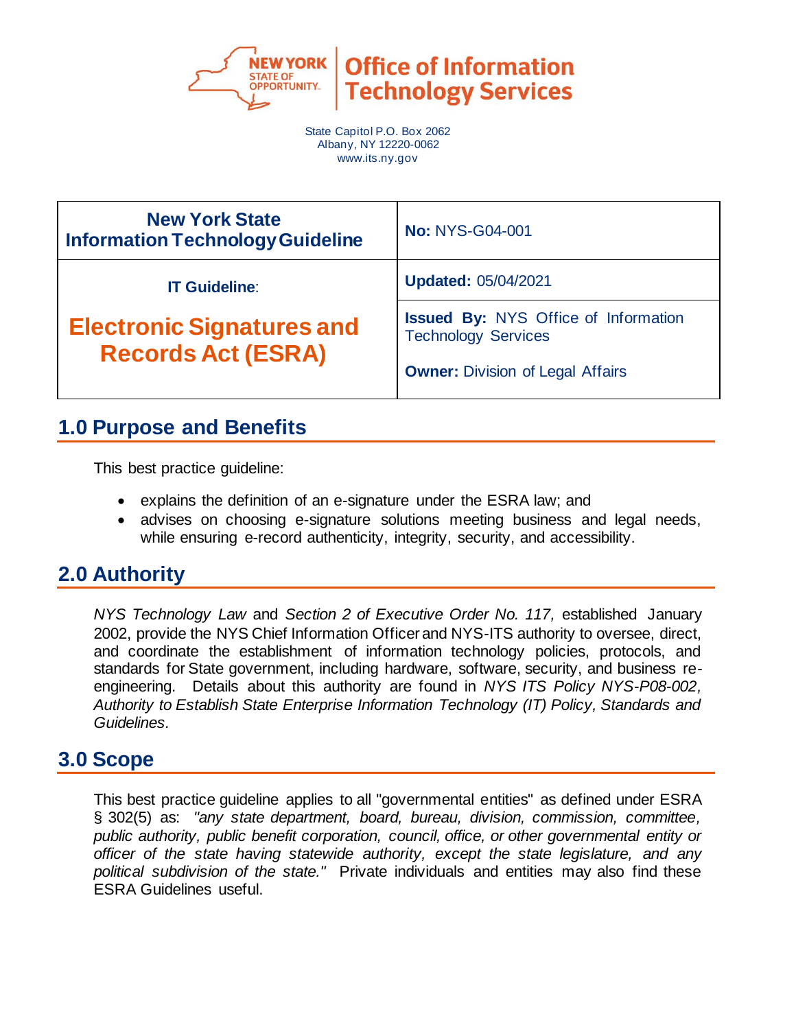New York State Office of Information Technology Services

State Capitol P.O. Box 2062
Albany, NY 12220-0062
www.its.ny.gov

| **New York State Information Technology Guideline** | **No:** NYS-G04-001 |
| --- | --- |
| **IT Guideline:** | **Updated:** 05/04/2021 |
| **Electronic Signatures and Records Act (ESRA)** | **Issued By:** NYS Office of Information Technology Services<br><br>**Owner:** Division of Legal Affairs |

## 1.0 Purpose and Benefits

This best practice guideline:

- explains the definition of an e-signature under the ESRA law; and
- advises on choosing e-signature solutions meeting business and legal needs, while ensuring e-record authenticity, integrity, security, and accessibility.

## 2.0 Authority

*NYS Technology Law* and *Section 2 of Executive Order No. 117,* established January 2002, provide the NYS Chief Information Officer and NYS-ITS authority to oversee, direct, and coordinate the establishment of information technology policies, protocols, and standards for State government, including hardware, software, security, and business re-engineering. Details about this authority are found in *NYS ITS Policy NYS-P08-002, Authority to Establish State Enterprise Information Technology (IT) Policy, Standards and Guidelines.*

## 3.0 Scope

This best practice guideline applies to all "governmental entities" as defined under ESRA § 302(5) as: *"any state department, board, bureau, division, commission, committee, public authority, public benefit corporation, council, office, or other governmental entity or officer of the state having statewide authority, except the state legislature, and any political subdivision of the state."* Private individuals and entities may also find these ESRA Guidelines useful.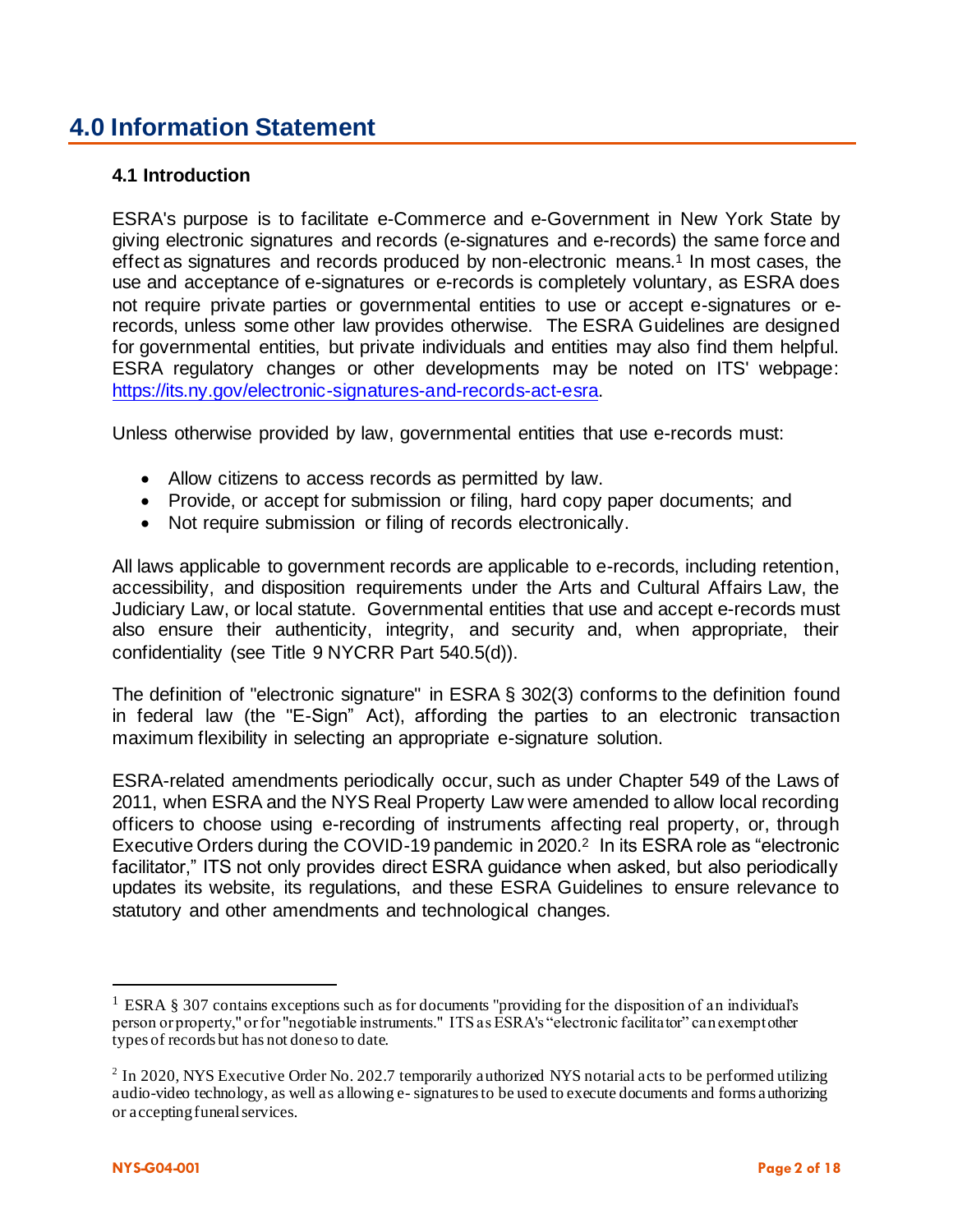## 4.0 Information Statement

### 4.1 Introduction

ESRA's purpose is to facilitate e-Commerce and e-Government in New York State by giving electronic signatures and records (e-signatures and e-records) the same force and effect as signatures and records produced by non-electronic means.[1] In most cases, the use and acceptance of e-signatures or e-records is completely voluntary, as ESRA does not require private parties or governmental entities to use or accept e-signatures or e-records, unless some other law provides otherwise. The ESRA Guidelines are designed for governmental entities, but private individuals and entities may also find them helpful. ESRA regulatory changes or other developments may be noted on ITS' webpage: https://its.ny.gov/electronic-signatures-and-records-act-esra.

Unless otherwise provided by law, governmental entities that use e-records must:

- Allow citizens to access records as permitted by law.
- Provide, or accept for submission or filing, hard copy paper documents; and
- Not require submission or filing of records electronically.

All laws applicable to government records are applicable to e-records, including retention, accessibility, and disposition requirements under the Arts and Cultural Affairs Law, the Judiciary Law, or local statute. Governmental entities that use and accept e-records must also ensure their authenticity, integrity, and security and, when appropriate, their confidentiality (see Title 9 NYCRR Part 540.5(d)).

The definition of "electronic signature" in ESRA § 302(3) conforms to the definition found in federal law (the "E-Sign" Act), affording the parties to an electronic transaction maximum flexibility in selecting an appropriate e-signature solution.

ESRA-related amendments periodically occur, such as under Chapter 549 of the Laws of 2011, when ESRA and the NYS Real Property Law were amended to allow local recording officers to choose using e-recording of instruments affecting real property, or, through Executive Orders during the COVID-19 pandemic in 2020.[2] In its ESRA role as "electronic facilitator," ITS not only provides direct ESRA guidance when asked, but also periodically updates its website, its regulations, and these ESRA Guidelines to ensure relevance to statutory and other amendments and technological changes.

---

[1] ESRA § 307 contains exceptions such as for documents "providing for the disposition of an individual's person or property," or for "negotiable instruments." ITS as ESRA's "electronic facilitator" can exempt other types of records but has not done so to date.

[2] In 2020, NYS Executive Order No. 202.7 temporarily authorized NYS notarial acts to be performed utilizing audio-video technology, as well as allowing e- signatures to be used to execute documents and forms authorizing or accepting funeral services.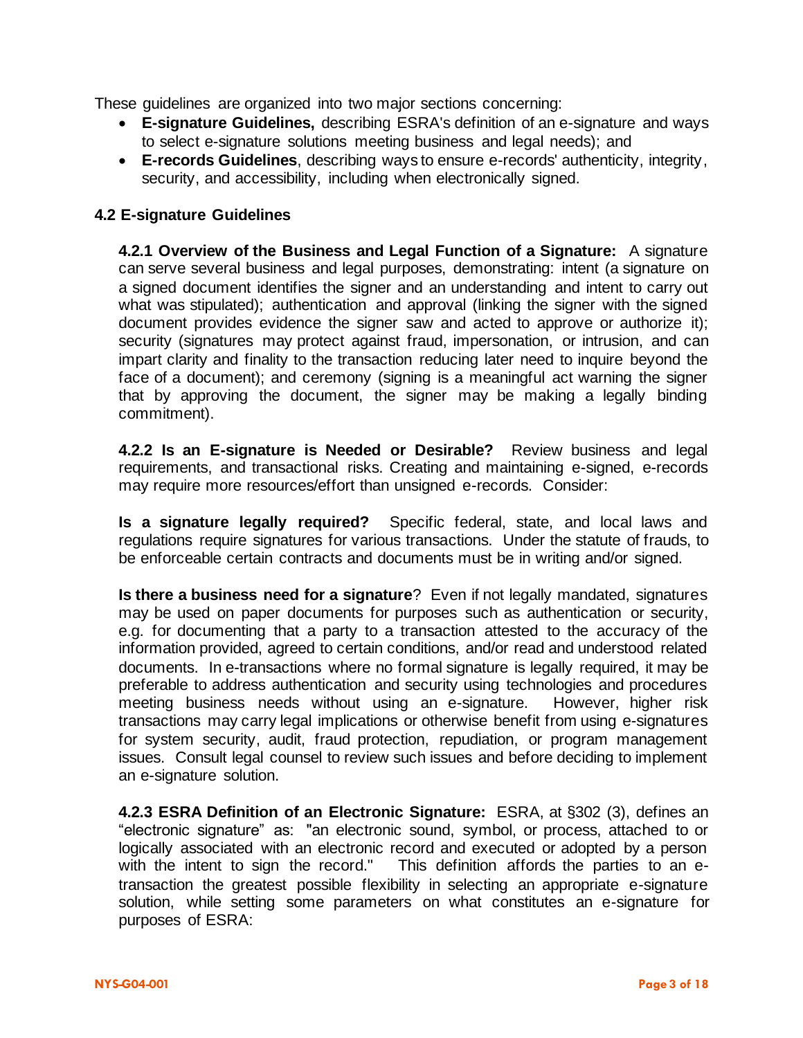These guidelines are organized into two major sections concerning:

- **E-signature Guidelines,** describing ESRA's definition of an e-signature and ways to select e-signature solutions meeting business and legal needs); and
- **E-records Guidelines**, describing ways to ensure e-records' authenticity, integrity, security, and accessibility, including when electronically signed.

## 4.2 E-signature Guidelines

**4.2.1 Overview of the Business and Legal Function of a Signature:** A signature can serve several business and legal purposes, demonstrating: intent (a signature on a signed document identifies the signer and an understanding and intent to carry out what was stipulated); authentication and approval (linking the signer with the signed document provides evidence the signer saw and acted to approve or authorize it); security (signatures may protect against fraud, impersonation, or intrusion, and can impart clarity and finality to the transaction reducing later need to inquire beyond the face of a document); and ceremony (signing is a meaningful act warning the signer that by approving the document, the signer may be making a legally binding commitment).

**4.2.2 Is an E-signature is Needed or Desirable?** Review business and legal requirements, and transactional risks. Creating and maintaining e-signed, e-records may require more resources/effort than unsigned e-records. Consider:

**Is a signature legally required?** Specific federal, state, and local laws and regulations require signatures for various transactions. Under the statute of frauds, to be enforceable certain contracts and documents must be in writing and/or signed.

**Is there a business need for a signature**? Even if not legally mandated, signatures may be used on paper documents for purposes such as authentication or security, e.g. for documenting that a party to a transaction attested to the accuracy of the information provided, agreed to certain conditions, and/or read and understood related documents. In e-transactions where no formal signature is legally required, it may be preferable to address authentication and security using technologies and procedures meeting business needs without using an e-signature. However, higher risk transactions may carry legal implications or otherwise benefit from using e-signatures for system security, audit, fraud protection, repudiation, or program management issues. Consult legal counsel to review such issues and before deciding to implement an e-signature solution.

**4.2.3 ESRA Definition of an Electronic Signature:** ESRA, at §302 (3), defines an "electronic signature" as: "an electronic sound, symbol, or process, attached to or logically associated with an electronic record and executed or adopted by a person with the intent to sign the record." This definition affords the parties to an e-transaction the greatest possible flexibility in selecting an appropriate e-signature solution, while setting some parameters on what constitutes an e-signature for purposes of ESRA: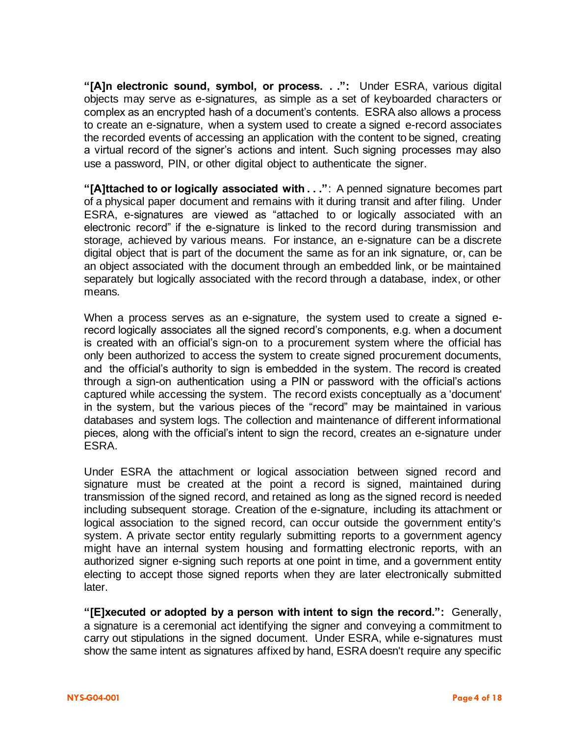**"[A]n electronic sound, symbol, or process. . .":** Under ESRA, various digital objects may serve as e-signatures, as simple as a set of keyboarded characters or complex as an encrypted hash of a document's contents. ESRA also allows a process to create an e-signature, when a system used to create a signed e-record associates the recorded events of accessing an application with the content to be signed, creating a virtual record of the signer's actions and intent. Such signing processes may also use a password, PIN, or other digital object to authenticate the signer.

**"[A]ttached to or logically associated with . . .":** A penned signature becomes part of a physical paper document and remains with it during transit and after filing. Under ESRA, e-signatures are viewed as "attached to or logically associated with an electronic record" if the e-signature is linked to the record during transmission and storage, achieved by various means. For instance, an e-signature can be a discrete digital object that is part of the document the same as for an ink signature, or, can be an object associated with the document through an embedded link, or be maintained separately but logically associated with the record through a database, index, or other means.

When a process serves as an e-signature, the system used to create a signed e-record logically associates all the signed record's components, e.g. when a document is created with an official's sign-on to a procurement system where the official has only been authorized to access the system to create signed procurement documents, and the official's authority to sign is embedded in the system. The record is created through a sign-on authentication using a PIN or password with the official's actions captured while accessing the system. The record exists conceptually as a 'document' in the system, but the various pieces of the "record" may be maintained in various databases and system logs. The collection and maintenance of different informational pieces, along with the official's intent to sign the record, creates an e-signature under ESRA.

Under ESRA the attachment or logical association between signed record and signature must be created at the point a record is signed, maintained during transmission of the signed record, and retained as long as the signed record is needed including subsequent storage. Creation of the e-signature, including its attachment or logical association to the signed record, can occur outside the government entity's system. A private sector entity regularly submitting reports to a government agency might have an internal system housing and formatting electronic reports, with an authorized signer e-signing such reports at one point in time, and a government entity electing to accept those signed reports when they are later electronically submitted later.

**"[E]xecuted or adopted by a person with intent to sign the record.":** Generally, a signature is a ceremonial act identifying the signer and conveying a commitment to carry out stipulations in the signed document. Under ESRA, while e-signatures must show the same intent as signatures affixed by hand, ESRA doesn't require any specific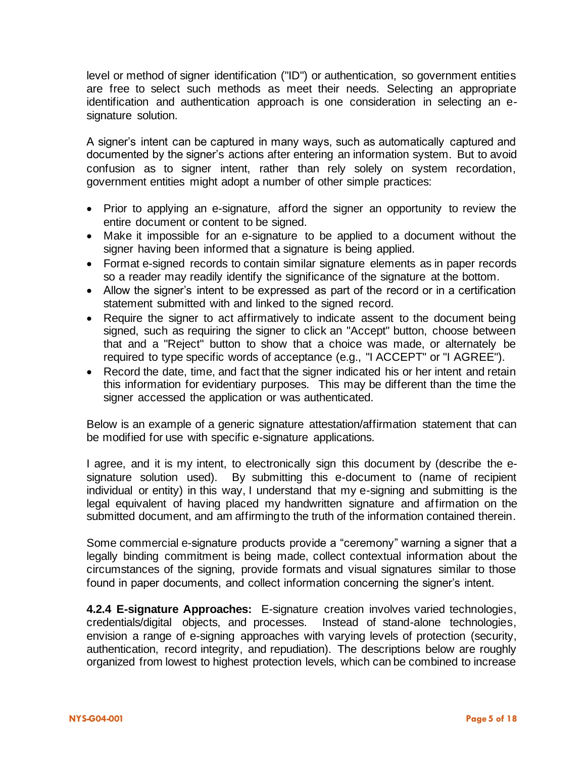level or method of signer identification ("ID") or authentication, so government entities are free to select such methods as meet their needs. Selecting an appropriate identification and authentication approach is one consideration in selecting an e-signature solution.

A signer's intent can be captured in many ways, such as automatically captured and documented by the signer's actions after entering an information system. But to avoid confusion as to signer intent, rather than rely solely on system recordation, government entities might adopt a number of other simple practices:

- Prior to applying an e-signature, afford the signer an opportunity to review the entire document or content to be signed.
- Make it impossible for an e-signature to be applied to a document without the signer having been informed that a signature is being applied.
- Format e-signed records to contain similar signature elements as in paper records so a reader may readily identify the significance of the signature at the bottom.
- Allow the signer's intent to be expressed as part of the record or in a certification statement submitted with and linked to the signed record.
- Require the signer to act affirmatively to indicate assent to the document being signed, such as requiring the signer to click an "Accept" button, choose between that and a "Reject" button to show that a choice was made, or alternately be required to type specific words of acceptance (e.g., "I ACCEPT" or "I AGREE").
- Record the date, time, and fact that the signer indicated his or her intent and retain this information for evidentiary purposes. This may be different than the time the signer accessed the application or was authenticated.

Below is an example of a generic signature attestation/affirmation statement that can be modified for use with specific e-signature applications.

I agree, and it is my intent, to electronically sign this document by (describe the e-signature solution used). By submitting this e-document to (name of recipient individual or entity) in this way, I understand that my e-signing and submitting is the legal equivalent of having placed my handwritten signature and affirmation on the submitted document, and am affirming to the truth of the information contained therein.

Some commercial e-signature products provide a "ceremony" warning a signer that a legally binding commitment is being made, collect contextual information about the circumstances of the signing, provide formats and visual signatures similar to those found in paper documents, and collect information concerning the signer's intent.

**4.2.4 E-signature Approaches:** E-signature creation involves varied technologies, credentials/digital objects, and processes. Instead of stand-alone technologies, envision a range of e-signing approaches with varying levels of protection (security, authentication, record integrity, and repudiation). The descriptions below are roughly organized from lowest to highest protection levels, which can be combined to increase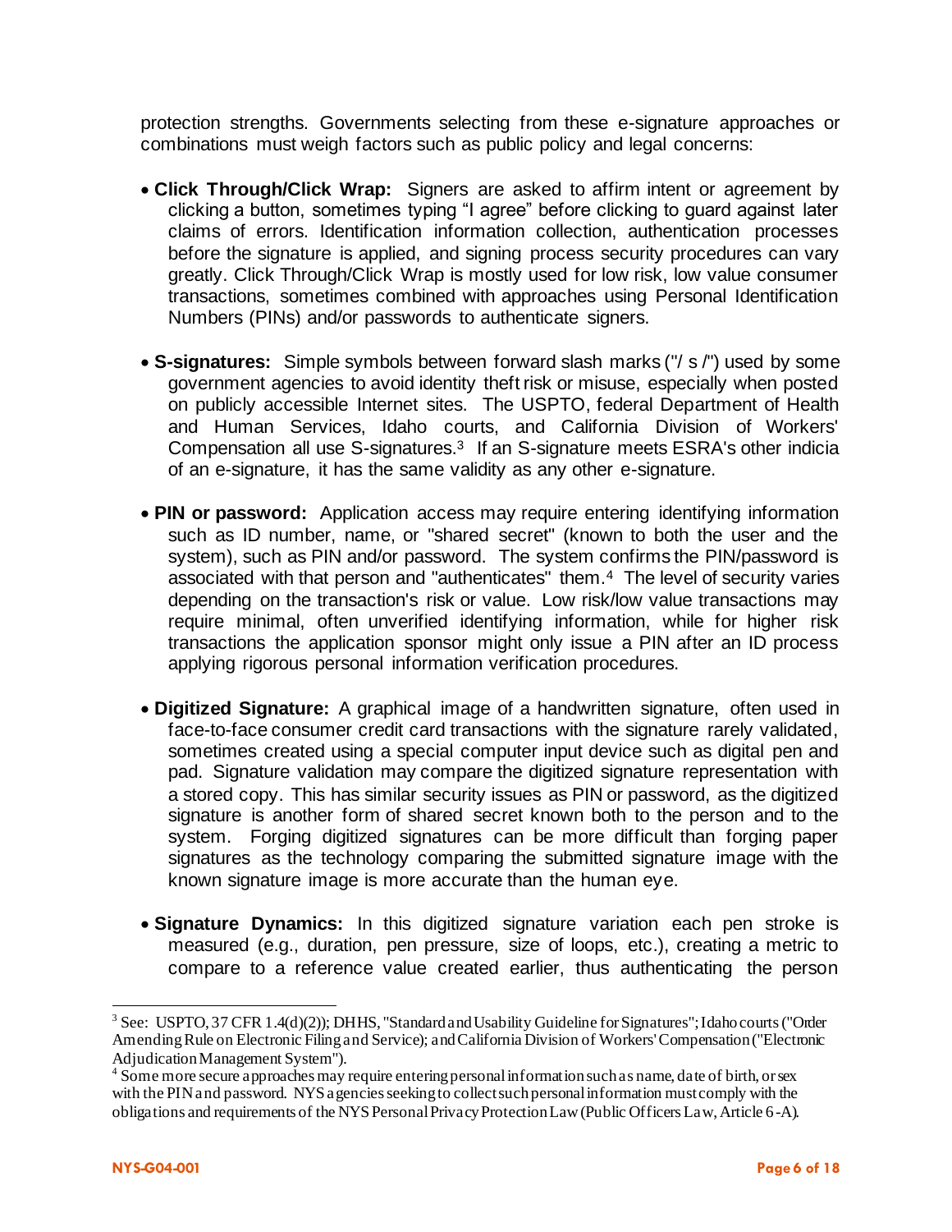protection strengths. Governments selecting from these e-signature approaches or combinations must weigh factors such as public policy and legal concerns:

- **Click Through/Click Wrap:** Signers are asked to affirm intent or agreement by clicking a button, sometimes typing "I agree" before clicking to guard against later claims of errors. Identification information collection, authentication processes before the signature is applied, and signing process security procedures can vary greatly. Click Through/Click Wrap is mostly used for low risk, low value consumer transactions, sometimes combined with approaches using Personal Identification Numbers (PINs) and/or passwords to authenticate signers.

- **S-signatures:** Simple symbols between forward slash marks ("/ s /") used by some government agencies to avoid identity theft risk or misuse, especially when posted on publicly accessible Internet sites. The USPTO, federal Department of Health and Human Services, Idaho courts, and California Division of Workers' Compensation all use S-signatures.[3] If an S-signature meets ESRA's other indicia of an e-signature, it has the same validity as any other e-signature.

- **PIN or password:** Application access may require entering identifying information such as ID number, name, or "shared secret" (known to both the user and the system), such as PIN and/or password. The system confirms the PIN/password is associated with that person and "authenticates" them.[4] The level of security varies depending on the transaction's risk or value. Low risk/low value transactions may require minimal, often unverified identifying information, while for higher risk transactions the application sponsor might only issue a PIN after an ID process applying rigorous personal information verification procedures.

- **Digitized Signature:** A graphical image of a handwritten signature, often used in face-to-face consumer credit card transactions with the signature rarely validated, sometimes created using a special computer input device such as digital pen and pad. Signature validation may compare the digitized signature representation with a stored copy. This has similar security issues as PIN or password, as the digitized signature is another form of shared secret known both to the person and to the system. Forging digitized signatures can be more difficult than forging paper signatures as the technology comparing the submitted signature image with the known signature image is more accurate than the human eye.

- **Signature Dynamics:** In this digitized signature variation each pen stroke is measured (e.g., duration, pen pressure, size of loops, etc.), creating a metric to compare to a reference value created earlier, thus authenticating the person

---

[3] See: USPTO, 37 CFR 1.4(d)(2)); DHHS, "Standard and Usability Guideline for Signatures"; Idaho courts ("Order Amending Rule on Electronic Filing and Service); and California Division of Workers' Compensation ("Electronic Adjudication Management System").

[4] Some more secure approaches may require entering personal information such as name, date of birth, or sex with the PIN and password. NYS agencies seeking to collect such personal information must comply with the obligations and requirements of the NYS Personal Privacy Protection Law (Public Officers Law, Article 6-A).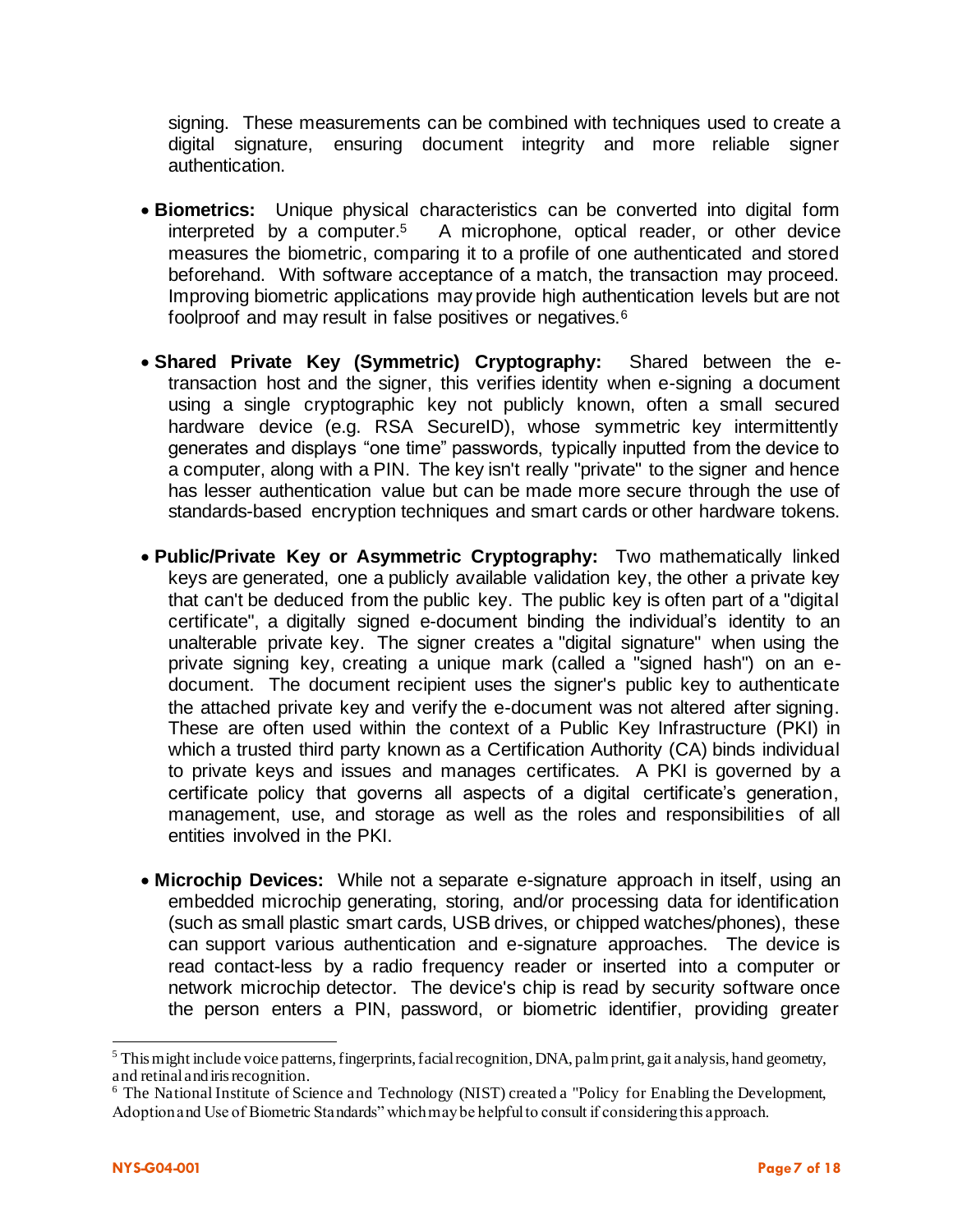signing. These measurements can be combined with techniques used to create a digital signature, ensuring document integrity and more reliable signer authentication.

- **Biometrics:** Unique physical characteristics can be converted into digital form interpreted by a computer.[5] A microphone, optical reader, or other device measures the biometric, comparing it to a profile of one authenticated and stored beforehand. With software acceptance of a match, the transaction may proceed. Improving biometric applications may provide high authentication levels but are not foolproof and may result in false positives or negatives.[6]

- **Shared Private Key (Symmetric) Cryptography:** Shared between the e-transaction host and the signer, this verifies identity when e-signing a document using a single cryptographic key not publicly known, often a small secured hardware device (e.g. RSA SecureID), whose symmetric key intermittently generates and displays "one time" passwords, typically inputted from the device to a computer, along with a PIN. The key isn't really "private" to the signer and hence has lesser authentication value but can be made more secure through the use of standards-based encryption techniques and smart cards or other hardware tokens.

- **Public/Private Key or Asymmetric Cryptography:** Two mathematically linked keys are generated, one a publicly available validation key, the other a private key that can't be deduced from the public key. The public key is often part of a "digital certificate", a digitally signed e-document binding the individual's identity to an unalterable private key. The signer creates a "digital signature" when using the private signing key, creating a unique mark (called a "signed hash") on an e-document. The document recipient uses the signer's public key to authenticate the attached private key and verify the e-document was not altered after signing. These are often used within the context of a Public Key Infrastructure (PKI) in which a trusted third party known as a Certification Authority (CA) binds individual to private keys and issues and manages certificates. A PKI is governed by a certificate policy that governs all aspects of a digital certificate's generation, management, use, and storage as well as the roles and responsibilities of all entities involved in the PKI.

- **Microchip Devices:** While not a separate e-signature approach in itself, using an embedded microchip generating, storing, and/or processing data for identification (such as small plastic smart cards, USB drives, or chipped watches/phones), these can support various authentication and e-signature approaches. The device is read contact-less by a radio frequency reader or inserted into a computer or network microchip detector. The device's chip is read by security software once the person enters a PIN, password, or biometric identifier, providing greater

---

[5] This might include voice patterns, fingerprints, facial recognition, DNA, palm print, gait analysis, hand geometry, and retinal and iris recognition.

[6] The National Institute of Science and Technology (NIST) created a "Policy for Enabling the Development, Adoption and Use of Biometric Standards" which may be helpful to consult if considering this approach.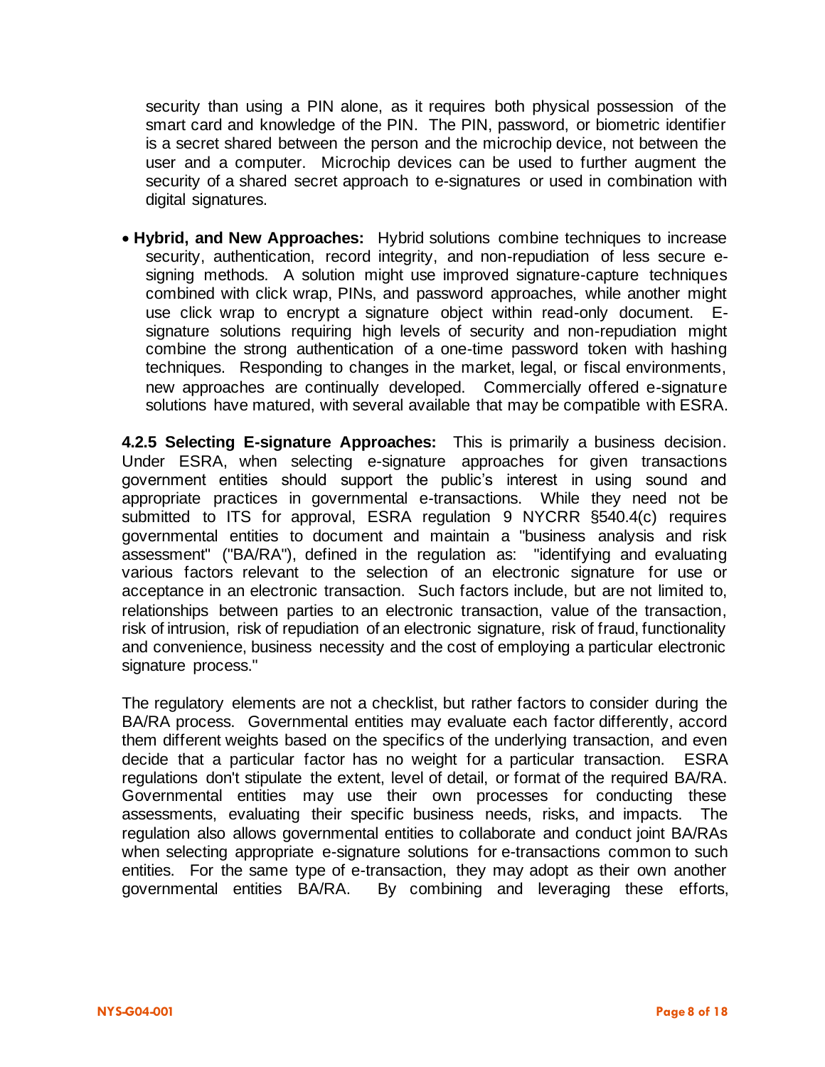security than using a PIN alone, as it requires both physical possession of the smart card and knowledge of the PIN. The PIN, password, or biometric identifier is a secret shared between the person and the microchip device, not between the user and a computer. Microchip devices can be used to further augment the security of a shared secret approach to e-signatures or used in combination with digital signatures.

- **Hybrid, and New Approaches:** Hybrid solutions combine techniques to increase security, authentication, record integrity, and non-repudiation of less secure e-signing methods. A solution might use improved signature-capture techniques combined with click wrap, PINs, and password approaches, while another might use click wrap to encrypt a signature object within read-only document. E-signature solutions requiring high levels of security and non-repudiation might combine the strong authentication of a one-time password token with hashing techniques. Responding to changes in the market, legal, or fiscal environments, new approaches are continually developed. Commercially offered e-signature solutions have matured, with several available that may be compatible with ESRA.

**4.2.5 Selecting E-signature Approaches:** This is primarily a business decision. Under ESRA, when selecting e-signature approaches for given transactions government entities should support the public's interest in using sound and appropriate practices in governmental e-transactions. While they need not be submitted to ITS for approval, ESRA regulation 9 NYCRR §540.4(c) requires governmental entities to document and maintain a "business analysis and risk assessment" ("BA/RA"), defined in the regulation as: "identifying and evaluating various factors relevant to the selection of an electronic signature for use or acceptance in an electronic transaction. Such factors include, but are not limited to, relationships between parties to an electronic transaction, value of the transaction, risk of intrusion, risk of repudiation of an electronic signature, risk of fraud, functionality and convenience, business necessity and the cost of employing a particular electronic signature process."

The regulatory elements are not a checklist, but rather factors to consider during the BA/RA process. Governmental entities may evaluate each factor differently, accord them different weights based on the specifics of the underlying transaction, and even decide that a particular factor has no weight for a particular transaction. ESRA regulations don't stipulate the extent, level of detail, or format of the required BA/RA. Governmental entities may use their own processes for conducting these assessments, evaluating their specific business needs, risks, and impacts. The regulation also allows governmental entities to collaborate and conduct joint BA/RAs when selecting appropriate e-signature solutions for e-transactions common to such entities. For the same type of e-transaction, they may adopt as their own another governmental entities BA/RA. By combining and leveraging these efforts,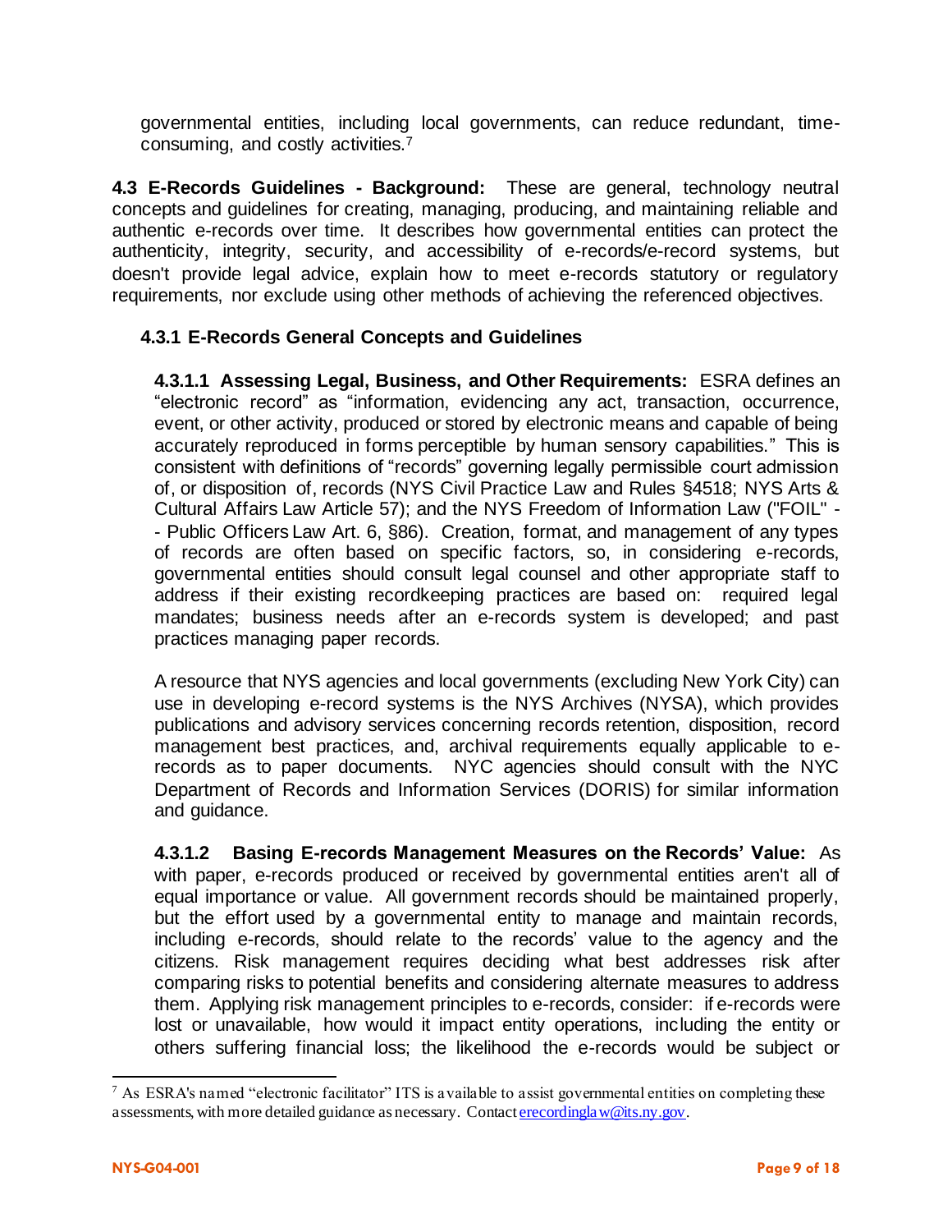governmental entities, including local governments, can reduce redundant, time-consuming, and costly activities.[7]

**4.3 E-Records Guidelines - Background:** These are general, technology neutral concepts and guidelines for creating, managing, producing, and maintaining reliable and authentic e-records over time. It describes how governmental entities can protect the authenticity, integrity, security, and accessibility of e-records/e-record systems, but doesn't provide legal advice, explain how to meet e-records statutory or regulatory requirements, nor exclude using other methods of achieving the referenced objectives.

### 4.3.1 E-Records General Concepts and Guidelines

**4.3.1.1 Assessing Legal, Business, and Other Requirements:** ESRA defines an "electronic record" as "information, evidencing any act, transaction, occurrence, event, or other activity, produced or stored by electronic means and capable of being accurately reproduced in forms perceptible by human sensory capabilities." This is consistent with definitions of "records" governing legally permissible court admission of, or disposition of, records (NYS Civil Practice Law and Rules §4518; NYS Arts & Cultural Affairs Law Article 57); and the NYS Freedom of Information Law ("FOIL" -- Public Officers Law Art. 6, §86). Creation, format, and management of any types of records are often based on specific factors, so, in considering e-records, governmental entities should consult legal counsel and other appropriate staff to address if their existing recordkeeping practices are based on: required legal mandates; business needs after an e-records system is developed; and past practices managing paper records.

A resource that NYS agencies and local governments (excluding New York City) can use in developing e-record systems is the NYS Archives (NYSA), which provides publications and advisory services concerning records retention, disposition, record management best practices, and, archival requirements equally applicable to e-records as to paper documents. NYC agencies should consult with the NYC Department of Records and Information Services (DORIS) for similar information and guidance.

**4.3.1.2 Basing E-records Management Measures on the Records' Value:** As with paper, e-records produced or received by governmental entities aren't all of equal importance or value. All government records should be maintained properly, but the effort used by a governmental entity to manage and maintain records, including e-records, should relate to the records' value to the agency and the citizens. Risk management requires deciding what best addresses risk after comparing risks to potential benefits and considering alternate measures to address them. Applying risk management principles to e-records, consider: if e-records were lost or unavailable, how would it impact entity operations, including the entity or others suffering financial loss; the likelihood the e-records would be subject or

[7] As ESRA's named "electronic facilitator" ITS is available to assist governmental entities on completing these assessments, with more detailed guidance as necessary. Contact erecordinglaw@its.ny.gov.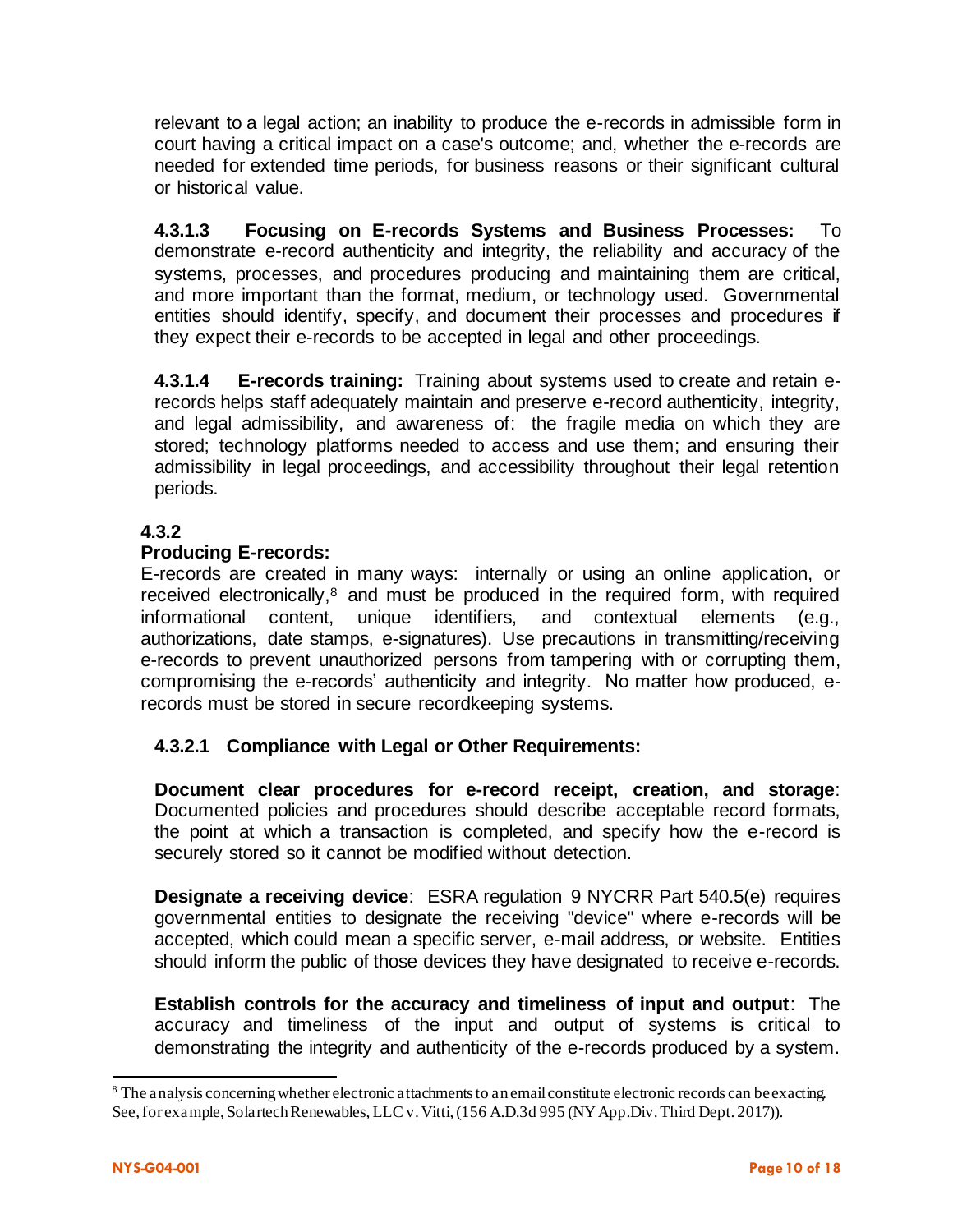relevant to a legal action; an inability to produce the e-records in admissible form in court having a critical impact on a case's outcome; and, whether the e-records are needed for extended time periods, for business reasons or their significant cultural or historical value.

**4.3.1.3 Focusing on E-records Systems and Business Processes:** To demonstrate e-record authenticity and integrity, the reliability and accuracy of the systems, processes, and procedures producing and maintaining them are critical, and more important than the format, medium, or technology used. Governmental entities should identify, specify, and document their processes and procedures if they expect their e-records to be accepted in legal and other proceedings.

**4.3.1.4 E-records training:** Training about systems used to create and retain e-records helps staff adequately maintain and preserve e-record authenticity, integrity, and legal admissibility, and awareness of: the fragile media on which they are stored; technology platforms needed to access and use them; and ensuring their admissibility in legal proceedings, and accessibility throughout their legal retention periods.

### 4.3.2 Producing E-records:

E-records are created in many ways: internally or using an online application, or received electronically,[8] and must be produced in the required form, with required informational content, unique identifiers, and contextual elements (e.g., authorizations, date stamps, e-signatures). Use precautions in transmitting/receiving e-records to prevent unauthorized persons from tampering with or corrupting them, compromising the e-records' authenticity and integrity. No matter how produced, e-records must be stored in secure recordkeeping systems.

**4.3.2.1 Compliance with Legal or Other Requirements:**

**Document clear procedures for e-record receipt, creation, and storage**: Documented policies and procedures should describe acceptable record formats, the point at which a transaction is completed, and specify how the e-record is securely stored so it cannot be modified without detection.

**Designate a receiving device**: ESRA regulation 9 NYCRR Part 540.5(e) requires governmental entities to designate the receiving "device" where e-records will be accepted, which could mean a specific server, e-mail address, or website. Entities should inform the public of those devices they have designated to receive e-records.

**Establish controls for the accuracy and timeliness of input and output**: The accuracy and timeliness of the input and output of systems is critical to demonstrating the integrity and authenticity of the e-records produced by a system.

---

[8] The analysis concerning whether electronic attachments to an email constitute electronic records can be exacting. See, for example, Solartech Renewables, LLC v. Vitti, (156 A.D.3d 995 (NY App.Div. Third Dept. 2017)).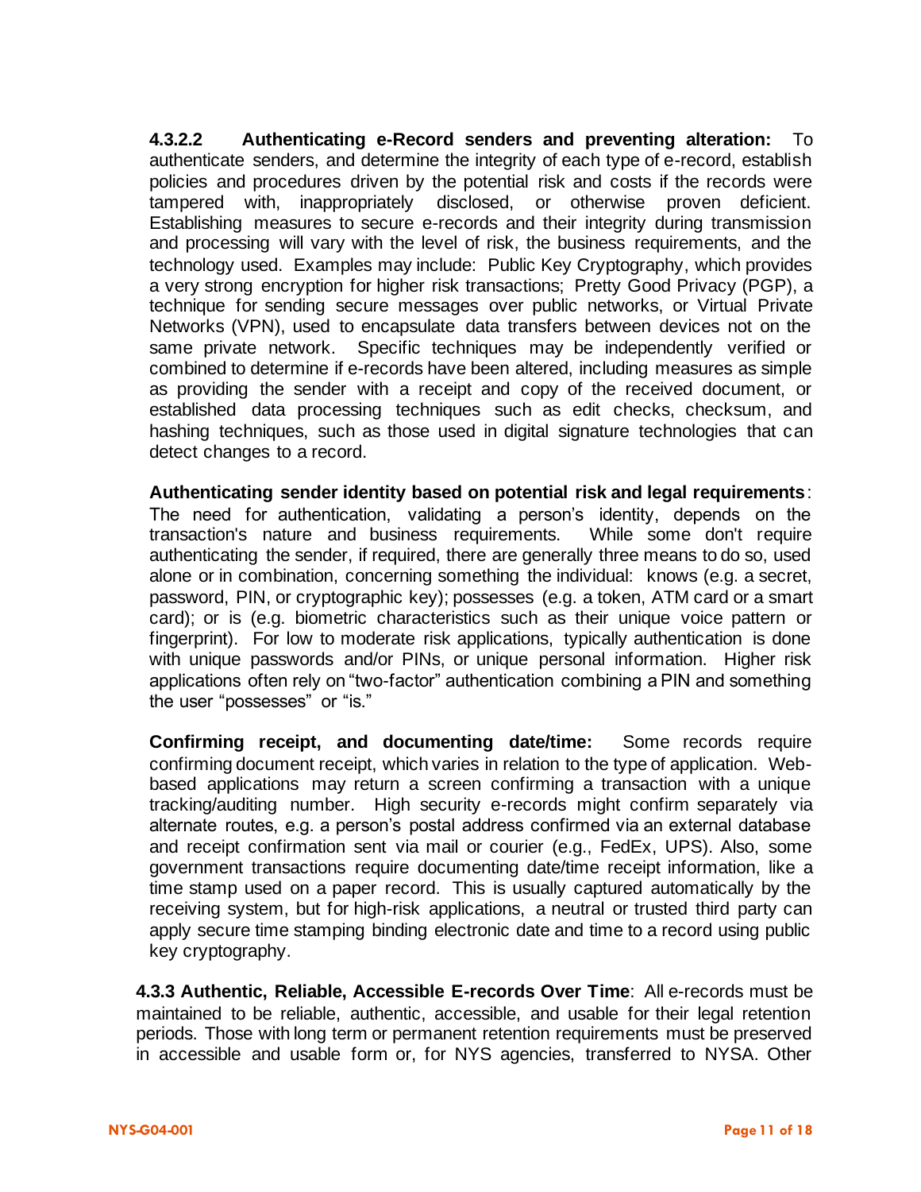**4.3.2.2 Authenticating e-Record senders and preventing alteration:** To authenticate senders, and determine the integrity of each type of e-record, establish policies and procedures driven by the potential risk and costs if the records were tampered with, inappropriately disclosed, or otherwise proven deficient. Establishing measures to secure e-records and their integrity during transmission and processing will vary with the level of risk, the business requirements, and the technology used. Examples may include: Public Key Cryptography, which provides a very strong encryption for higher risk transactions; Pretty Good Privacy (PGP), a technique for sending secure messages over public networks, or Virtual Private Networks (VPN), used to encapsulate data transfers between devices not on the same private network. Specific techniques may be independently verified or combined to determine if e-records have been altered, including measures as simple as providing the sender with a receipt and copy of the received document, or established data processing techniques such as edit checks, checksum, and hashing techniques, such as those used in digital signature technologies that can detect changes to a record.

**Authenticating sender identity based on potential risk and legal requirements**: The need for authentication, validating a person's identity, depends on the transaction's nature and business requirements. While some don't require authenticating the sender, if required, there are generally three means to do so, used alone or in combination, concerning something the individual: knows (e.g. a secret, password, PIN, or cryptographic key); possesses (e.g. a token, ATM card or a smart card); or is (e.g. biometric characteristics such as their unique voice pattern or fingerprint). For low to moderate risk applications, typically authentication is done with unique passwords and/or PINs, or unique personal information. Higher risk applications often rely on "two-factor" authentication combining a PIN and something the user "possesses" or "is."

**Confirming receipt, and documenting date/time:** Some records require confirming document receipt, which varies in relation to the type of application. Web-based applications may return a screen confirming a transaction with a unique tracking/auditing number. High security e-records might confirm separately via alternate routes, e.g. a person's postal address confirmed via an external database and receipt confirmation sent via mail or courier (e.g., FedEx, UPS). Also, some government transactions require documenting date/time receipt information, like a time stamp used on a paper record. This is usually captured automatically by the receiving system, but for high-risk applications, a neutral or trusted third party can apply secure time stamping binding electronic date and time to a record using public key cryptography.

**4.3.3 Authentic, Reliable, Accessible E-records Over Time**: All e-records must be maintained to be reliable, authentic, accessible, and usable for their legal retention periods. Those with long term or permanent retention requirements must be preserved in accessible and usable form or, for NYS agencies, transferred to NYSA. Other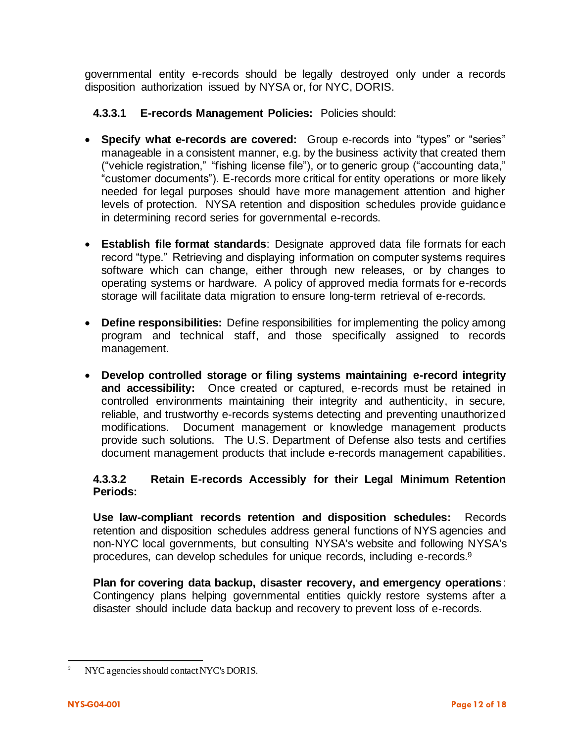governmental entity e-records should be legally destroyed only under a records disposition authorization issued by NYSA or, for NYC, DORIS.

#### 4.3.3.1 E-records Management Policies: Policies should:

- **Specify what e-records are covered:** Group e-records into "types" or "series" manageable in a consistent manner, e.g. by the business activity that created them ("vehicle registration," "fishing license file"), or to generic group ("accounting data," "customer documents"). E-records more critical for entity operations or more likely needed for legal purposes should have more management attention and higher levels of protection. NYSA retention and disposition schedules provide guidance in determining record series for governmental e-records.

- **Establish file format standards**: Designate approved data file formats for each record "type." Retrieving and displaying information on computer systems requires software which can change, either through new releases, or by changes to operating systems or hardware. A policy of approved media formats for e-records storage will facilitate data migration to ensure long-term retrieval of e-records.

- **Define responsibilities:** Define responsibilities for implementing the policy among program and technical staff, and those specifically assigned to records management.

- **Develop controlled storage or filing systems maintaining e-record integrity and accessibility:** Once created or captured, e-records must be retained in controlled environments maintaining their integrity and authenticity, in secure, reliable, and trustworthy e-records systems detecting and preventing unauthorized modifications. Document management or knowledge management products provide such solutions. The U.S. Department of Defense also tests and certifies document management products that include e-records management capabilities.

#### 4.3.3.2 Retain E-records Accessibly for their Legal Minimum Retention Periods:

**Use law-compliant records retention and disposition schedules:** Records retention and disposition schedules address general functions of NYS agencies and non-NYC local governments, but consulting NYSA's website and following NYSA's procedures, can develop schedules for unique records, including e-records.[9]

**Plan for covering data backup, disaster recovery, and emergency operations**: Contingency plans helping governmental entities quickly restore systems after a disaster should include data backup and recovery to prevent loss of e-records.

---

[9] NYC agencies should contact NYC's DORIS.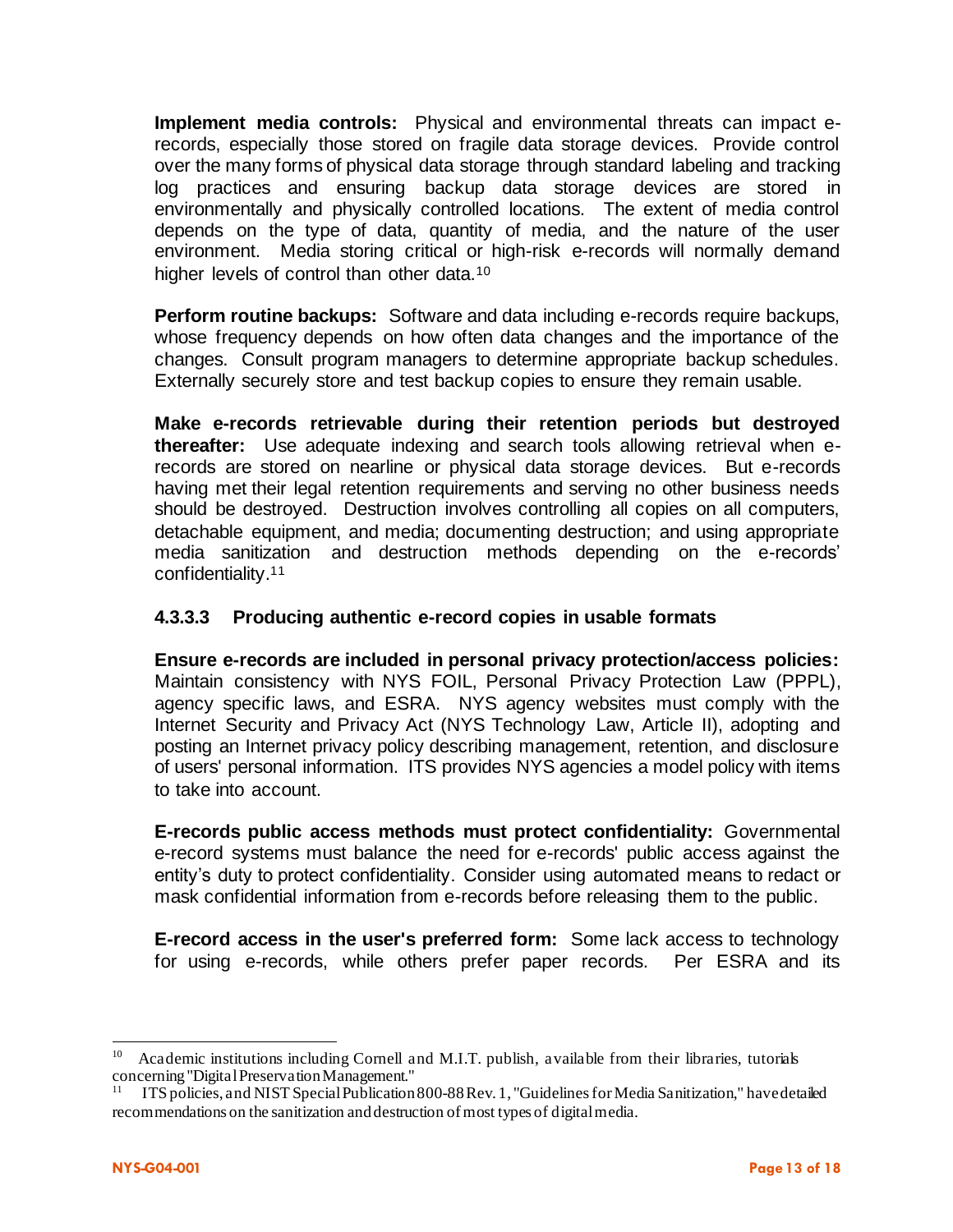**Implement media controls:** Physical and environmental threats can impact e-records, especially those stored on fragile data storage devices. Provide control over the many forms of physical data storage through standard labeling and tracking log practices and ensuring backup data storage devices are stored in environmentally and physically controlled locations. The extent of media control depends on the type of data, quantity of media, and the nature of the user environment. Media storing critical or high-risk e-records will normally demand higher levels of control than other data.[10]

**Perform routine backups:** Software and data including e-records require backups, whose frequency depends on how often data changes and the importance of the changes. Consult program managers to determine appropriate backup schedules. Externally securely store and test backup copies to ensure they remain usable.

**Make e-records retrievable during their retention periods but destroyed thereafter:** Use adequate indexing and search tools allowing retrieval when e-records are stored on nearline or physical data storage devices. But e-records having met their legal retention requirements and serving no other business needs should be destroyed. Destruction involves controlling all copies on all computers, detachable equipment, and media; documenting destruction; and using appropriate media sanitization and destruction methods depending on the e-records' confidentiality.[11]

#### 4.3.3.3 Producing authentic e-record copies in usable formats

**Ensure e-records are included in personal privacy protection/access policies:** Maintain consistency with NYS FOIL, Personal Privacy Protection Law (PPPL), agency specific laws, and ESRA. NYS agency websites must comply with the Internet Security and Privacy Act (NYS Technology Law, Article II), adopting and posting an Internet privacy policy describing management, retention, and disclosure of users' personal information. ITS provides NYS agencies a model policy with items to take into account.

**E-records public access methods must protect confidentiality:** Governmental e-record systems must balance the need for e-records' public access against the entity's duty to protect confidentiality. Consider using automated means to redact or mask confidential information from e-records before releasing them to the public.

**E-record access in the user's preferred form:** Some lack access to technology for using e-records, while others prefer paper records. Per ESRA and its

---

[10] Academic institutions including Cornell and M.I.T. publish, available from their libraries, tutorials concerning "Digital Preservation Management."

[11] ITS policies, and NIST Special Publication 800-88 Rev. 1, "Guidelines for Media Sanitization," have detailed recommendations on the sanitization and destruction of most types of digital media.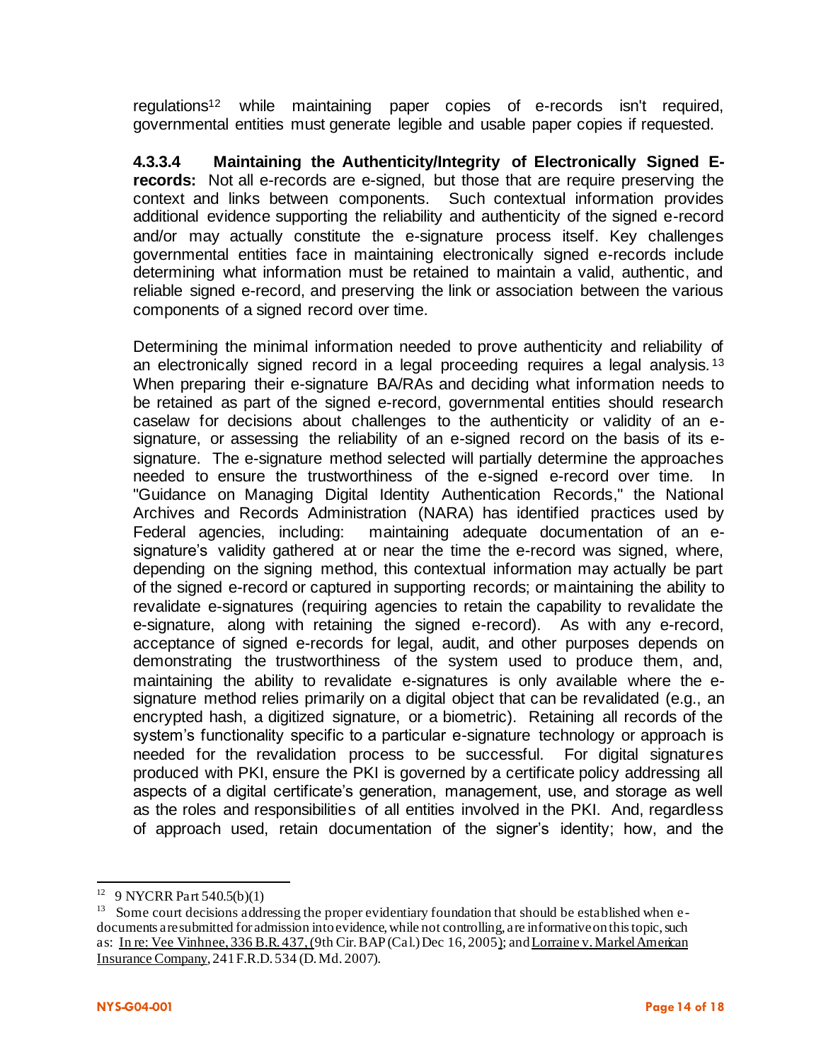regulations[12] while maintaining paper copies of e-records isn't required, governmental entities must generate legible and usable paper copies if requested.

**4.3.3.4 Maintaining the Authenticity/Integrity of Electronically Signed E-records:** Not all e-records are e-signed, but those that are require preserving the context and links between components. Such contextual information provides additional evidence supporting the reliability and authenticity of the signed e-record and/or may actually constitute the e-signature process itself. Key challenges governmental entities face in maintaining electronically signed e-records include determining what information must be retained to maintain a valid, authentic, and reliable signed e-record, and preserving the link or association between the various components of a signed record over time.

Determining the minimal information needed to prove authenticity and reliability of an electronically signed record in a legal proceeding requires a legal analysis.[13] When preparing their e-signature BA/RAs and deciding what information needs to be retained as part of the signed e-record, governmental entities should research caselaw for decisions about challenges to the authenticity or validity of an e-signature, or assessing the reliability of an e-signed record on the basis of its e-signature. The e-signature method selected will partially determine the approaches needed to ensure the trustworthiness of the e-signed e-record over time. In "Guidance on Managing Digital Identity Authentication Records," the National Archives and Records Administration (NARA) has identified practices used by Federal agencies, including: maintaining adequate documentation of an e-signature's validity gathered at or near the time the e-record was signed, where, depending on the signing method, this contextual information may actually be part of the signed e-record or captured in supporting records; or maintaining the ability to revalidate e-signatures (requiring agencies to retain the capability to revalidate the e-signature, along with retaining the signed e-record). As with any e-record, acceptance of signed e-records for legal, audit, and other purposes depends on demonstrating the trustworthiness of the system used to produce them, and, maintaining the ability to revalidate e-signatures is only available where the e-signature method relies primarily on a digital object that can be revalidated (e.g., an encrypted hash, a digitized signature, or a biometric). Retaining all records of the system's functionality specific to a particular e-signature technology or approach is needed for the revalidation process to be successful. For digital signatures produced with PKI, ensure the PKI is governed by a certificate policy addressing all aspects of a digital certificate's generation, management, use, and storage as well as the roles and responsibilities of all entities involved in the PKI. And, regardless of approach used, retain documentation of the signer's identity; how, and the

---

[12] 9 NYCRR Part 540.5(b)(1)

[13] Some court decisions addressing the proper evidentiary foundation that should be established when e-documents are submitted for admission into evidence, while not controlling, are informative on this topic, such as: In re: Vee Vinhnee, 336 B.R. 437, (9th Cir. BAP (Cal.) Dec 16, 2005); and Lorraine v. Markel American Insurance Company, 241 F.R.D. 534 (D. Md. 2007).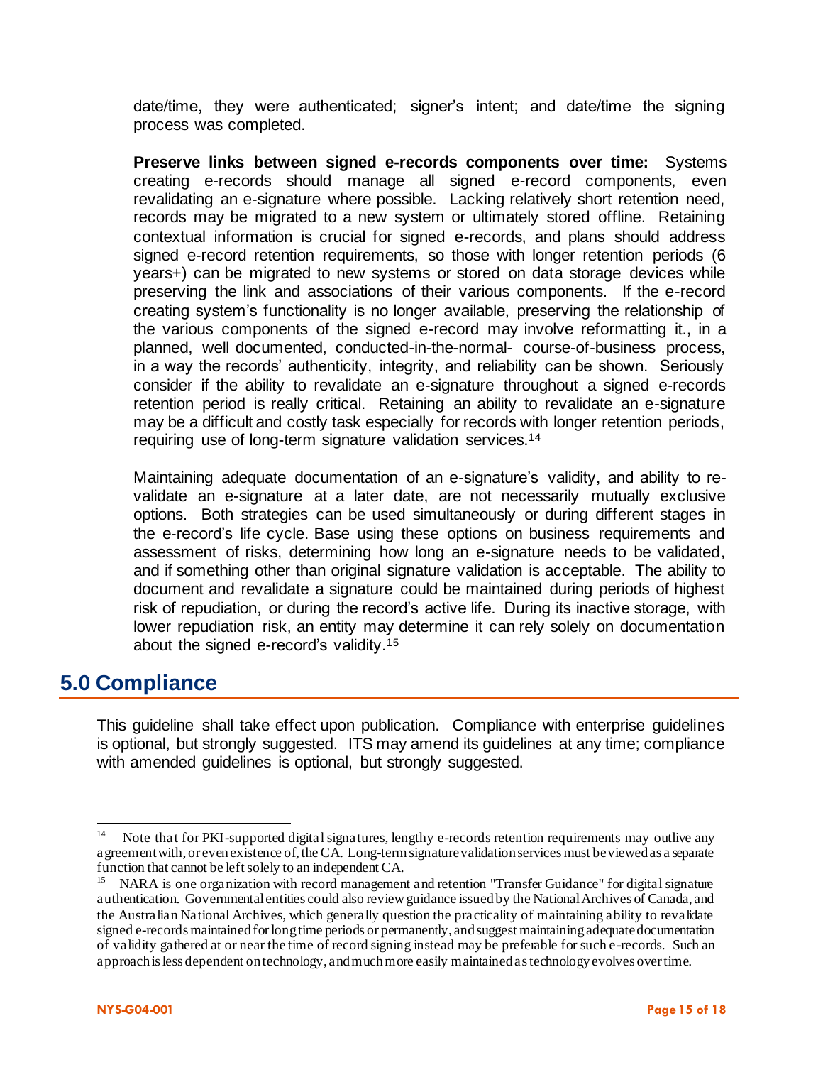date/time, they were authenticated; signer's intent; and date/time the signing process was completed.

**Preserve links between signed e-records components over time:** Systems creating e-records should manage all signed e-record components, even revalidating an e-signature where possible. Lacking relatively short retention need, records may be migrated to a new system or ultimately stored offline. Retaining contextual information is crucial for signed e-records, and plans should address signed e-record retention requirements, so those with longer retention periods (6 years+) can be migrated to new systems or stored on data storage devices while preserving the link and associations of their various components. If the e-record creating system's functionality is no longer available, preserving the relationship of the various components of the signed e-record may involve reformatting it., in a planned, well documented, conducted-in-the-normal- course-of-business process, in a way the records' authenticity, integrity, and reliability can be shown. Seriously consider if the ability to revalidate an e-signature throughout a signed e-records retention period is really critical. Retaining an ability to revalidate an e-signature may be a difficult and costly task especially for records with longer retention periods, requiring use of long-term signature validation services.[14]

Maintaining adequate documentation of an e-signature's validity, and ability to re-validate an e-signature at a later date, are not necessarily mutually exclusive options. Both strategies can be used simultaneously or during different stages in the e-record's life cycle. Base using these options on business requirements and assessment of risks, determining how long an e-signature needs to be validated, and if something other than original signature validation is acceptable. The ability to document and revalidate a signature could be maintained during periods of highest risk of repudiation, or during the record's active life. During its inactive storage, with lower repudiation risk, an entity may determine it can rely solely on documentation about the signed e-record's validity.[15]

## 5.0 Compliance

This guideline shall take effect upon publication. Compliance with enterprise guidelines is optional, but strongly suggested. ITS may amend its guidelines at any time; compliance with amended guidelines is optional, but strongly suggested.

---

[14] Note that for PKI-supported digital signatures, lengthy e-records retention requirements may outlive any agreement with, or even existence of, the CA. Long-term signature validation services must be viewed as a separate function that cannot be left solely to an independent CA.

[15] NARA is one organization with record management and retention "Transfer Guidance" for digital signature authentication. Governmental entities could also review guidance issued by the National Archives of Canada, and the Australian National Archives, which generally question the practicality of maintaining ability to revalidate signed e-records maintained for long time periods or permanently, and suggest maintaining adequate documentation of validity gathered at or near the time of record signing instead may be preferable for such e-records. Such an approach is less dependent on technology, and much more easily maintained as technology evolves over time.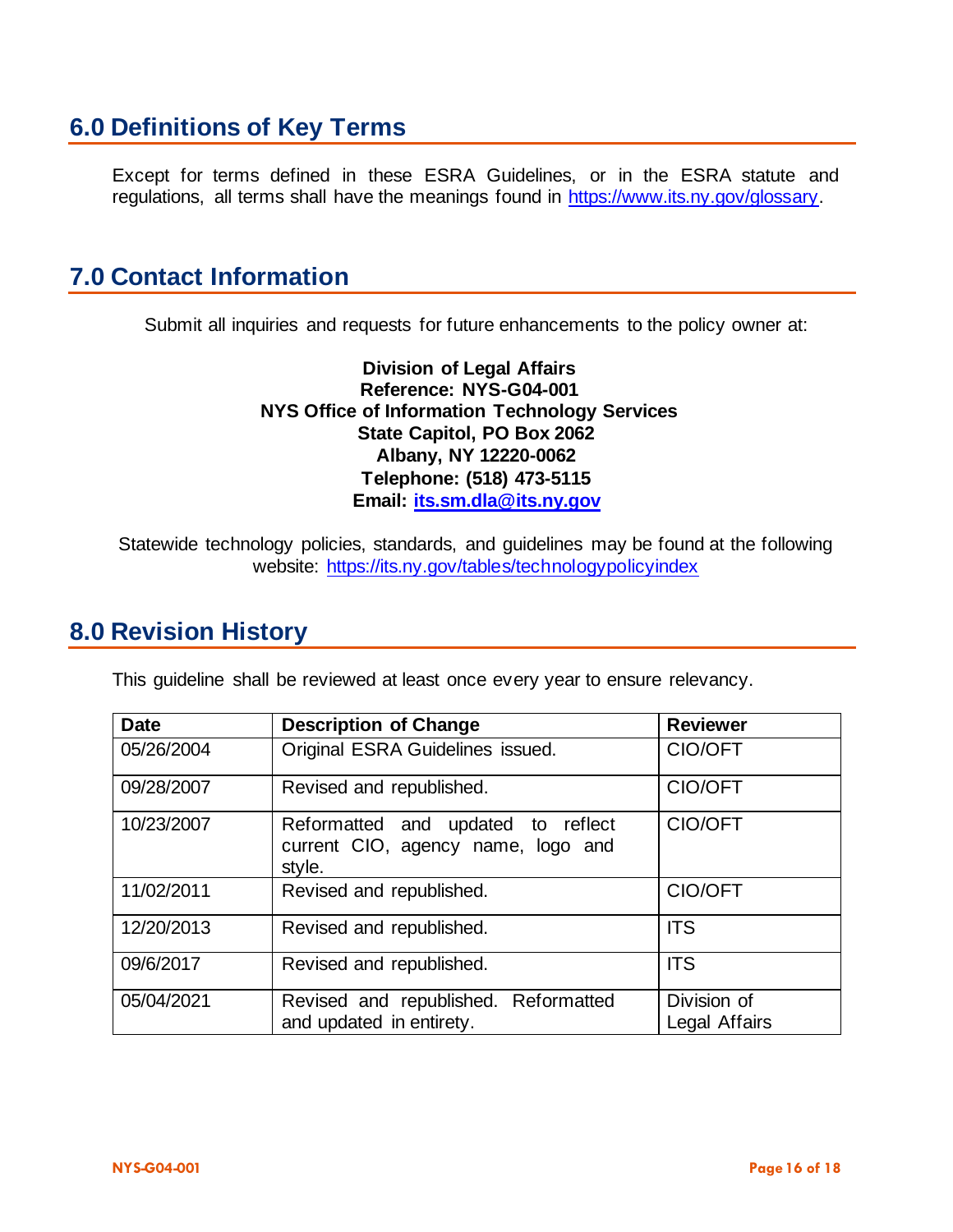## 6.0 Definitions of Key Terms

Except for terms defined in these ESRA Guidelines, or in the ESRA statute and regulations, all terms shall have the meanings found in https://www.its.ny.gov/glossary.

## 7.0 Contact Information

Submit all inquiries and requests for future enhancements to the policy owner at:

**Division of Legal Affairs**
**Reference: NYS-G04-001**
**NYS Office of Information Technology Services**
**State Capitol, PO Box 2062**
**Albany, NY 12220-0062**
**Telephone: (518) 473-5115**
**Email: its.sm.dla@its.ny.gov**

Statewide technology policies, standards, and guidelines may be found at the following website: https://its.ny.gov/tables/technologypolicyindex

## 8.0 Revision History

This guideline shall be reviewed at least once every year to ensure relevancy.

| Date | Description of Change | Reviewer |
|---|---|---|
| 05/26/2004 | Original ESRA Guidelines issued. | CIO/OFT |
| 09/28/2007 | Revised and republished. | CIO/OFT |
| 10/23/2007 | Reformatted and updated to reflect current CIO, agency name, logo and style. | CIO/OFT |
| 11/02/2011 | Revised and republished. | CIO/OFT |
| 12/20/2013 | Revised and republished. | ITS |
| 09/6/2017 | Revised and republished. | ITS |
| 05/04/2021 | Revised and republished. Reformatted and updated in entirety. | Division of Legal Affairs |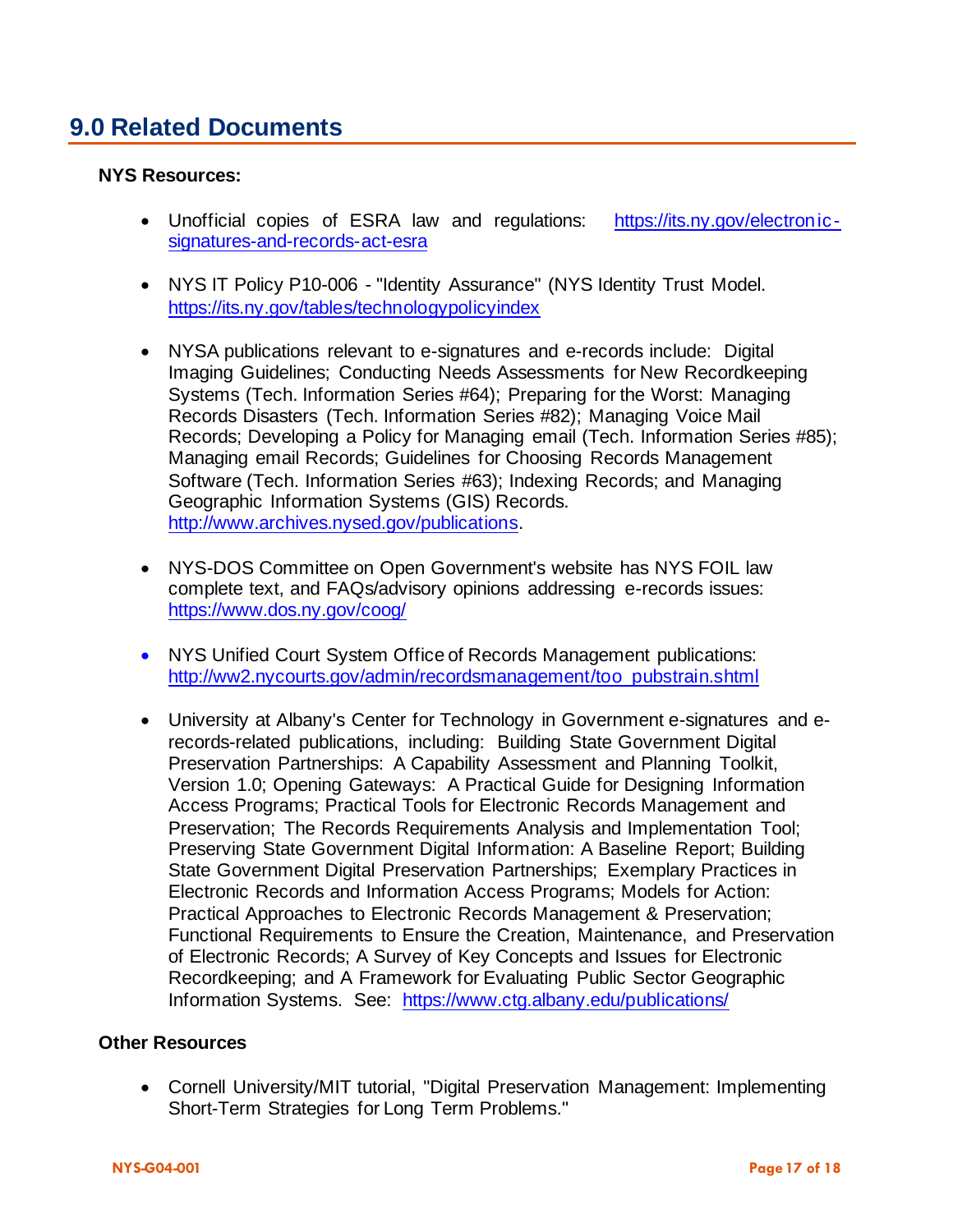## 9.0 Related Documents

**NYS Resources:**

- Unofficial copies of ESRA law and regulations: https://its.ny.gov/electronic-signatures-and-records-act-esra
- NYS IT Policy P10-006 - "Identity Assurance" (NYS Identity Trust Model. https://its.ny.gov/tables/technologypolicyindex
- NYSA publications relevant to e-signatures and e-records include: Digital Imaging Guidelines; Conducting Needs Assessments for New Recordkeeping Systems (Tech. Information Series #64); Preparing for the Worst: Managing Records Disasters (Tech. Information Series #82); Managing Voice Mail Records; Developing a Policy for Managing email (Tech. Information Series #85); Managing email Records; Guidelines for Choosing Records Management Software (Tech. Information Series #63); Indexing Records; and Managing Geographic Information Systems (GIS) Records. http://www.archives.nysed.gov/publications.
- NYS-DOS Committee on Open Government's website has NYS FOIL law complete text, and FAQs/advisory opinions addressing e-records issues: https://www.dos.ny.gov/coog/
- NYS Unified Court System Office of Records Management publications: http://ww2.nycourts.gov/admin/recordsmanagement/too_pubstrain.shtml
- University at Albany's Center for Technology in Government e-signatures and e-records-related publications, including: Building State Government Digital Preservation Partnerships: A Capability Assessment and Planning Toolkit, Version 1.0; Opening Gateways: A Practical Guide for Designing Information Access Programs; Practical Tools for Electronic Records Management and Preservation; The Records Requirements Analysis and Implementation Tool; Preserving State Government Digital Information: A Baseline Report; Building State Government Digital Preservation Partnerships; Exemplary Practices in Electronic Records and Information Access Programs; Models for Action: Practical Approaches to Electronic Records Management & Preservation; Functional Requirements to Ensure the Creation, Maintenance, and Preservation of Electronic Records; A Survey of Key Concepts and Issues for Electronic Recordkeeping; and A Framework for Evaluating Public Sector Geographic Information Systems. See: https://www.ctg.albany.edu/publications/

**Other Resources**

- Cornell University/MIT tutorial, "Digital Preservation Management: Implementing Short-Term Strategies for Long Term Problems."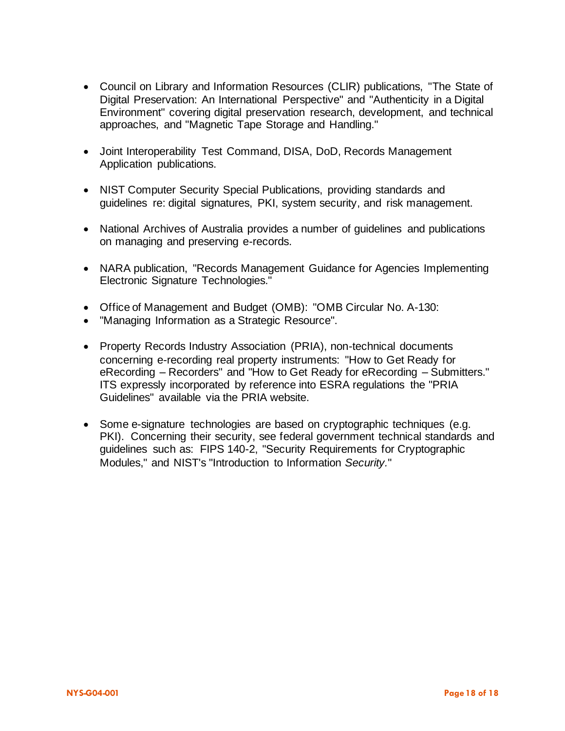- Council on Library and Information Resources (CLIR) publications, "The State of Digital Preservation: An International Perspective" and "Authenticity in a Digital Environment" covering digital preservation research, development, and technical approaches, and "Magnetic Tape Storage and Handling."

- Joint Interoperability Test Command, DISA, DoD, Records Management Application publications.

- NIST Computer Security Special Publications, providing standards and guidelines re: digital signatures, PKI, system security, and risk management.

- National Archives of Australia provides a number of guidelines and publications on managing and preserving e-records.

- NARA publication, "Records Management Guidance for Agencies Implementing Electronic Signature Technologies."

- Office of Management and Budget (OMB): "OMB Circular No. A-130:
- "Managing Information as a Strategic Resource".

- Property Records Industry Association (PRIA), non-technical documents concerning e-recording real property instruments: "How to Get Ready for eRecording – Recorders" and "How to Get Ready for eRecording – Submitters." ITS expressly incorporated by reference into ESRA regulations the "PRIA Guidelines" available via the PRIA website.

- Some e-signature technologies are based on cryptographic techniques (e.g. PKI). Concerning their security, see federal government technical standards and guidelines such as: FIPS 140-2, "Security Requirements for Cryptographic Modules," and NIST's "Introduction to Information *Security.*"